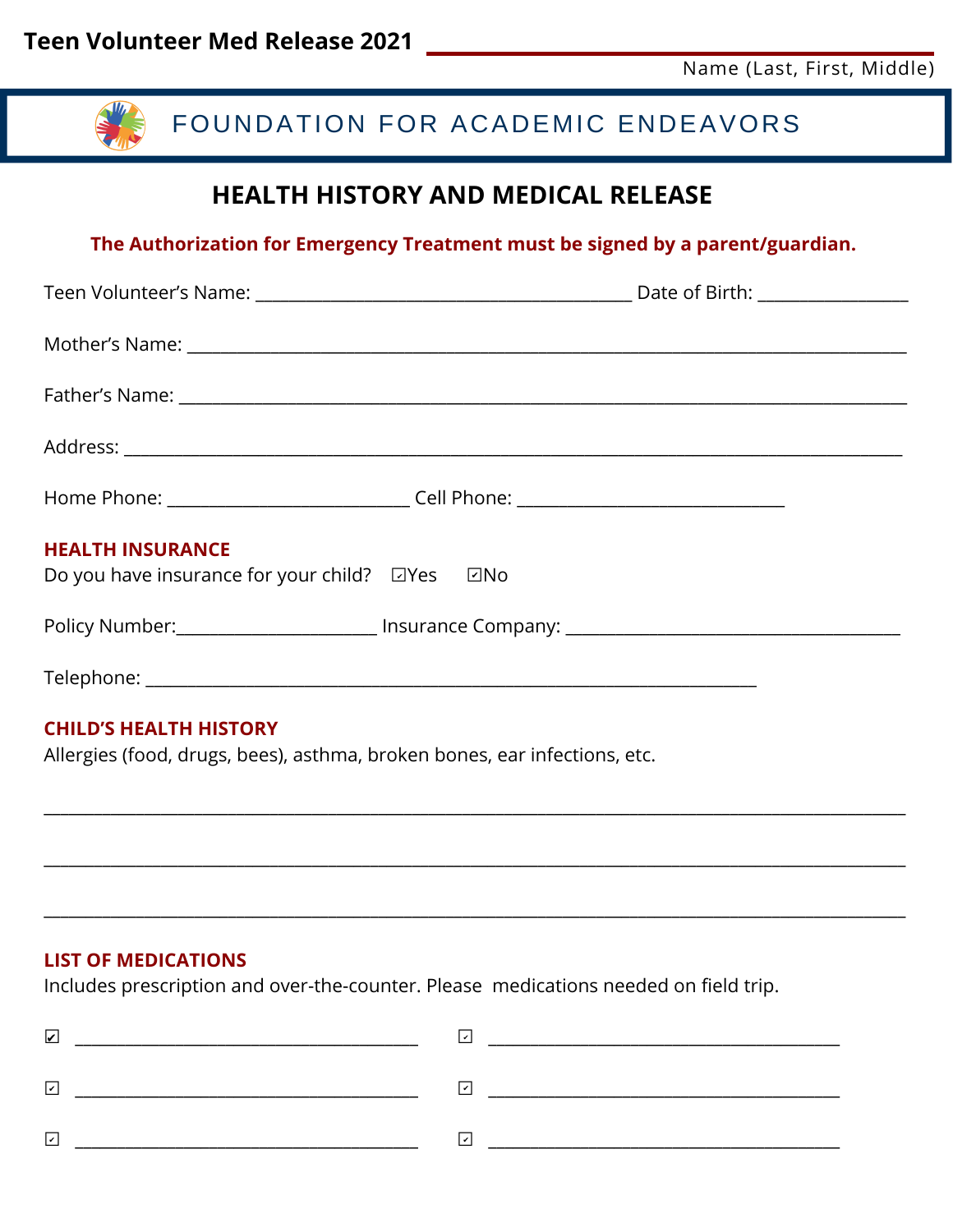Teen Volunteer Med Release 2021 ________________________________________

Name (Last, First, Middle)

FOUNDATION FOR ACADEMIC ENDEAVORS

# HEALTH HISTORY AND MEDICAL RELEASE

**The Authorization for Emergency Treatment must be signed by a parent/guardian.**

Teen Volunteer's Name: ________________________________________ Date of Birth: _______________

Mother's Name: ______________________________________________________________________________

Father's Name: ______________________________________________________________________________

Address: ___________________________________________________________________________________

Home Phone: ___________________________ Cell Phone: ______________________________

## HEALTH INSURANCE

Do you have insurance for your child? ☑Yes ☑No

Policy Number:______________________ Insurance Company: ____________________________________

Telephone: __________________________________________________________________

## CHILD'S HEALTH HISTORY

Allergies (food, drugs, bees), asthma, broken bones, ear infections, etc.

_____________________________________________________________________________________________

_____________________________________________________________________________________________

_____________________________________________________________________________________________

## LIST OF MEDICATIONS

Includes prescription and over-the-counter. Please medications needed on field trip.

☑ ______________________________________ ☑ ______________________________________

☑ ______________________________________ ☑ ______________________________________

☑ ______________________________________ ☑ ______________________________________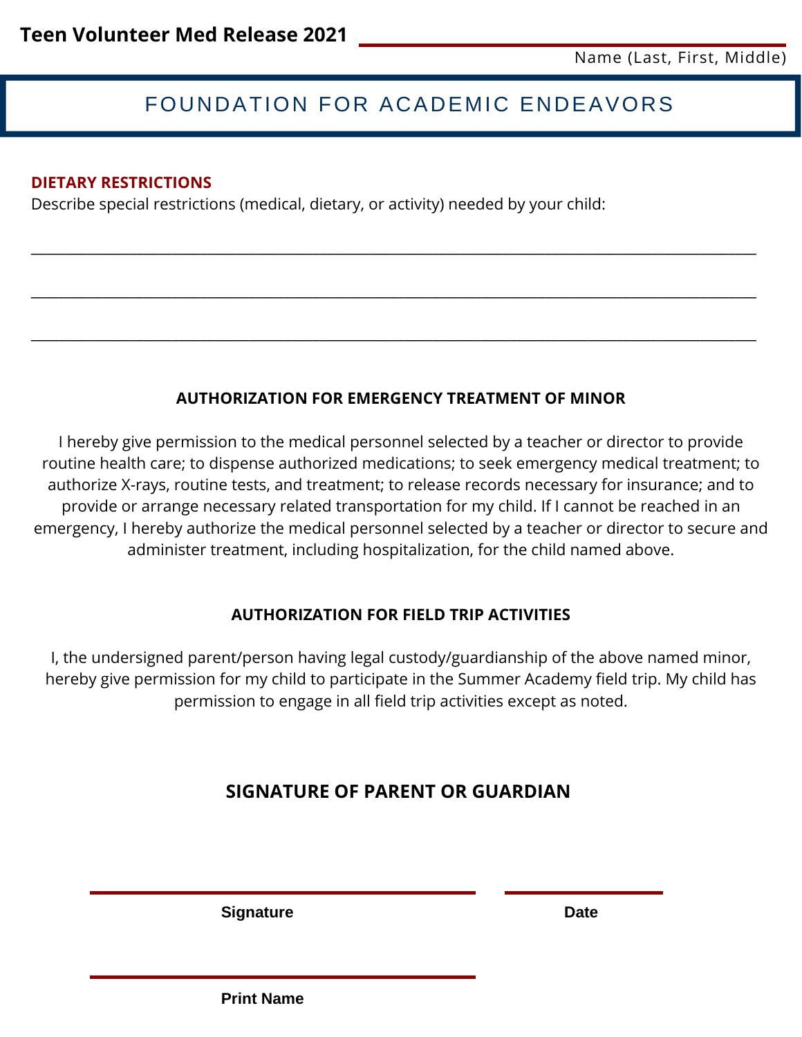**Teen Volunteer Med Release 2021** ______________________________

Name (Last, First, Middle)

# FOUNDATION FOR ACADEMIC ENDEAVORS

## DIETARY RESTRICTIONS

Describe special restrictions (medical, dietary, or activity) needed by your child:

______________________________________________________________________________

______________________________________________________________________________

______________________________________________________________________________

## AUTHORIZATION FOR EMERGENCY TREATMENT OF MINOR

I hereby give permission to the medical personnel selected by a teacher or director to provide routine health care; to dispense authorized medications; to seek emergency medical treatment; to authorize X-rays, routine tests, and treatment; to release records necessary for insurance; and to provide or arrange necessary related transportation for my child. If I cannot be reached in an emergency, I hereby authorize the medical personnel selected by a teacher or director to secure and administer treatment, including hospitalization, for the child named above.

## AUTHORIZATION FOR FIELD TRIP ACTIVITIES

I, the undersigned parent/person having legal custody/guardianship of the above named minor, hereby give permission for my child to participate in the Summer Academy field trip. My child has permission to engage in all field trip activities except as noted.

## SIGNATURE OF PARENT OR GUARDIAN

______________________________ ______________

**Signature** **Date**

______________________________

**Print Name**